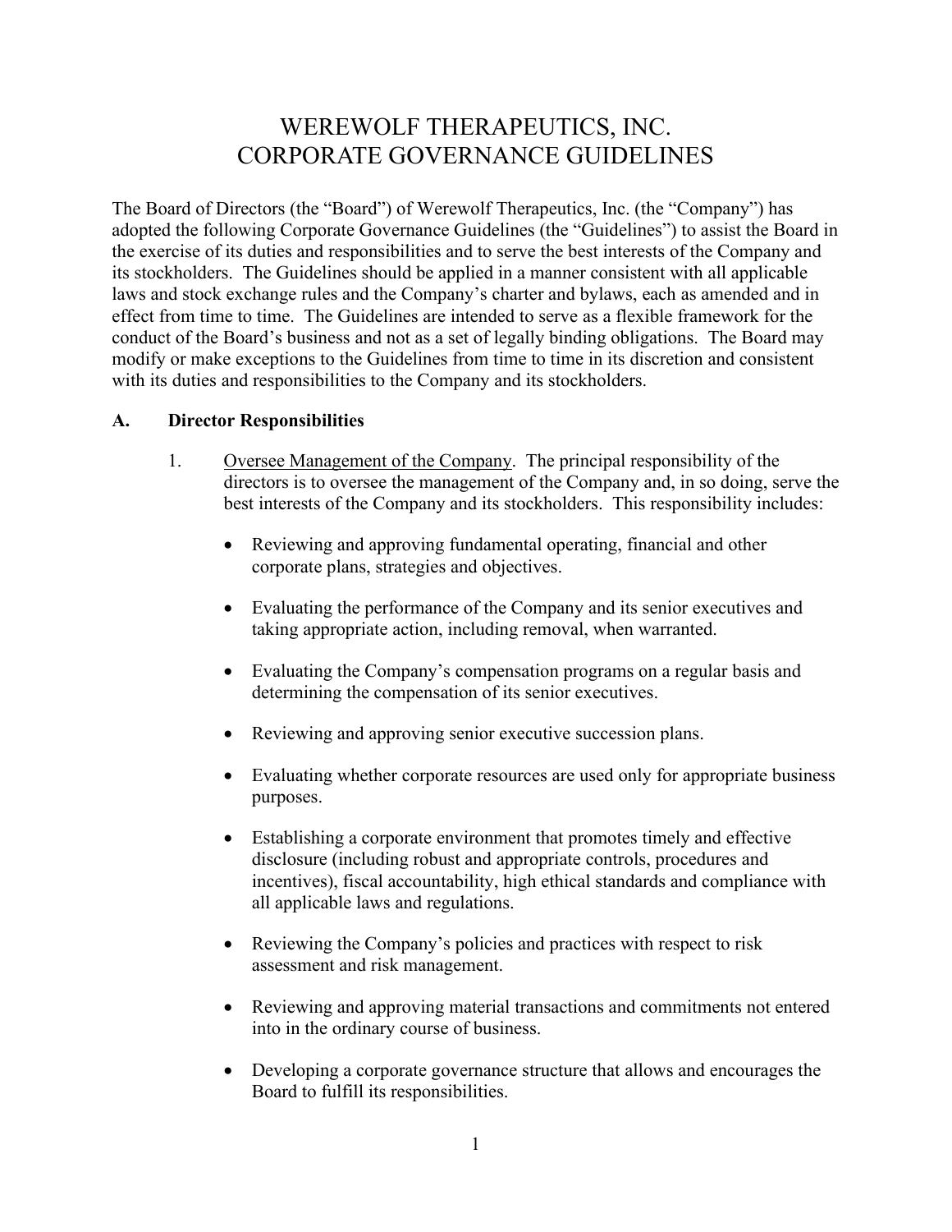# WEREWOLF THERAPEUTICS, INC.
# CORPORATE GOVERNANCE GUIDELINES

The Board of Directors (the "Board") of Werewolf Therapeutics, Inc. (the "Company") has adopted the following Corporate Governance Guidelines (the "Guidelines") to assist the Board in the exercise of its duties and responsibilities and to serve the best interests of the Company and its stockholders. The Guidelines should be applied in a manner consistent with all applicable laws and stock exchange rules and the Company's charter and bylaws, each as amended and in effect from time to time. The Guidelines are intended to serve as a flexible framework for the conduct of the Board's business and not as a set of legally binding obligations. The Board may modify or make exceptions to the Guidelines from time to time in its discretion and consistent with its duties and responsibilities to the Company and its stockholders.

## A. Director Responsibilities

1. Oversee Management of the Company. The principal responsibility of the directors is to oversee the management of the Company and, in so doing, serve the best interests of the Company and its stockholders. This responsibility includes:

   - Reviewing and approving fundamental operating, financial and other corporate plans, strategies and objectives.
   - Evaluating the performance of the Company and its senior executives and taking appropriate action, including removal, when warranted.
   - Evaluating the Company's compensation programs on a regular basis and determining the compensation of its senior executives.
   - Reviewing and approving senior executive succession plans.
   - Evaluating whether corporate resources are used only for appropriate business purposes.
   - Establishing a corporate environment that promotes timely and effective disclosure (including robust and appropriate controls, procedures and incentives), fiscal accountability, high ethical standards and compliance with all applicable laws and regulations.
   - Reviewing the Company's policies and practices with respect to risk assessment and risk management.
   - Reviewing and approving material transactions and commitments not entered into in the ordinary course of business.
   - Developing a corporate governance structure that allows and encourages the Board to fulfill its responsibilities.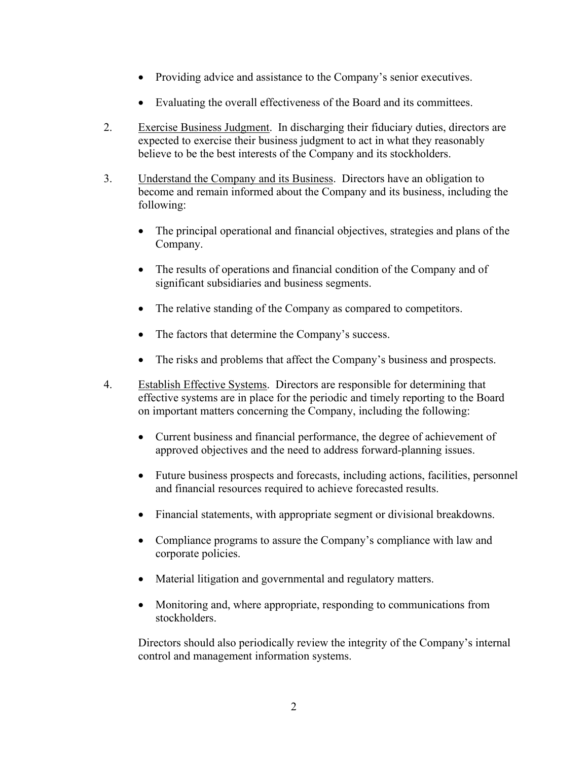- Providing advice and assistance to the Company's senior executives.

- Evaluating the overall effectiveness of the Board and its committees.

2. Exercise Business Judgment. In discharging their fiduciary duties, directors are expected to exercise their business judgment to act in what they reasonably believe to be the best interests of the Company and its stockholders.

3. Understand the Company and its Business. Directors have an obligation to become and remain informed about the Company and its business, including the following:

   - The principal operational and financial objectives, strategies and plans of the Company.

   - The results of operations and financial condition of the Company and of significant subsidiaries and business segments.

   - The relative standing of the Company as compared to competitors.

   - The factors that determine the Company's success.

   - The risks and problems that affect the Company's business and prospects.

4. Establish Effective Systems. Directors are responsible for determining that effective systems are in place for the periodic and timely reporting to the Board on important matters concerning the Company, including the following:

   - Current business and financial performance, the degree of achievement of approved objectives and the need to address forward-planning issues.

   - Future business prospects and forecasts, including actions, facilities, personnel and financial resources required to achieve forecasted results.

   - Financial statements, with appropriate segment or divisional breakdowns.

   - Compliance programs to assure the Company's compliance with law and corporate policies.

   - Material litigation and governmental and regulatory matters.

   - Monitoring and, where appropriate, responding to communications from stockholders.

   Directors should also periodically review the integrity of the Company's internal control and management information systems.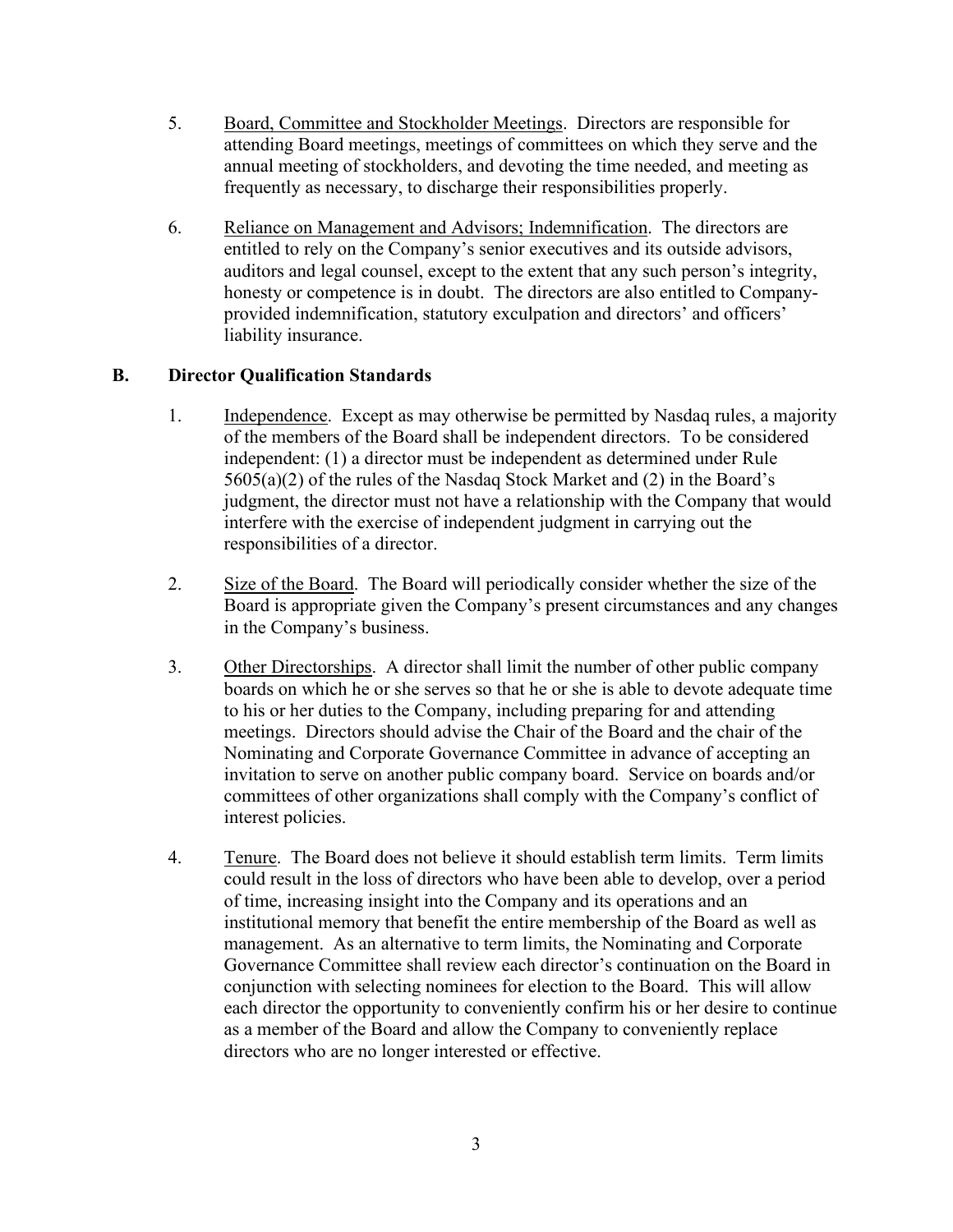5. <u>Board, Committee and Stockholder Meetings</u>. Directors are responsible for attending Board meetings, meetings of committees on which they serve and the annual meeting of stockholders, and devoting the time needed, and meeting as frequently as necessary, to discharge their responsibilities properly.

6. <u>Reliance on Management and Advisors; Indemnification</u>. The directors are entitled to rely on the Company's senior executives and its outside advisors, auditors and legal counsel, except to the extent that any such person's integrity, honesty or competence is in doubt. The directors are also entitled to Company-provided indemnification, statutory exculpation and directors' and officers' liability insurance.

## B. Director Qualification Standards

1. <u>Independence</u>. Except as may otherwise be permitted by Nasdaq rules, a majority of the members of the Board shall be independent directors. To be considered independent: (1) a director must be independent as determined under Rule 5605(a)(2) of the rules of the Nasdaq Stock Market and (2) in the Board's judgment, the director must not have a relationship with the Company that would interfere with the exercise of independent judgment in carrying out the responsibilities of a director.

2. <u>Size of the Board</u>. The Board will periodically consider whether the size of the Board is appropriate given the Company's present circumstances and any changes in the Company's business.

3. <u>Other Directorships</u>. A director shall limit the number of other public company boards on which he or she serves so that he or she is able to devote adequate time to his or her duties to the Company, including preparing for and attending meetings. Directors should advise the Chair of the Board and the chair of the Nominating and Corporate Governance Committee in advance of accepting an invitation to serve on another public company board. Service on boards and/or committees of other organizations shall comply with the Company's conflict of interest policies.

4. <u>Tenure</u>. The Board does not believe it should establish term limits. Term limits could result in the loss of directors who have been able to develop, over a period of time, increasing insight into the Company and its operations and an institutional memory that benefit the entire membership of the Board as well as management. As an alternative to term limits, the Nominating and Corporate Governance Committee shall review each director's continuation on the Board in conjunction with selecting nominees for election to the Board. This will allow each director the opportunity to conveniently confirm his or her desire to continue as a member of the Board and allow the Company to conveniently replace directors who are no longer interested or effective.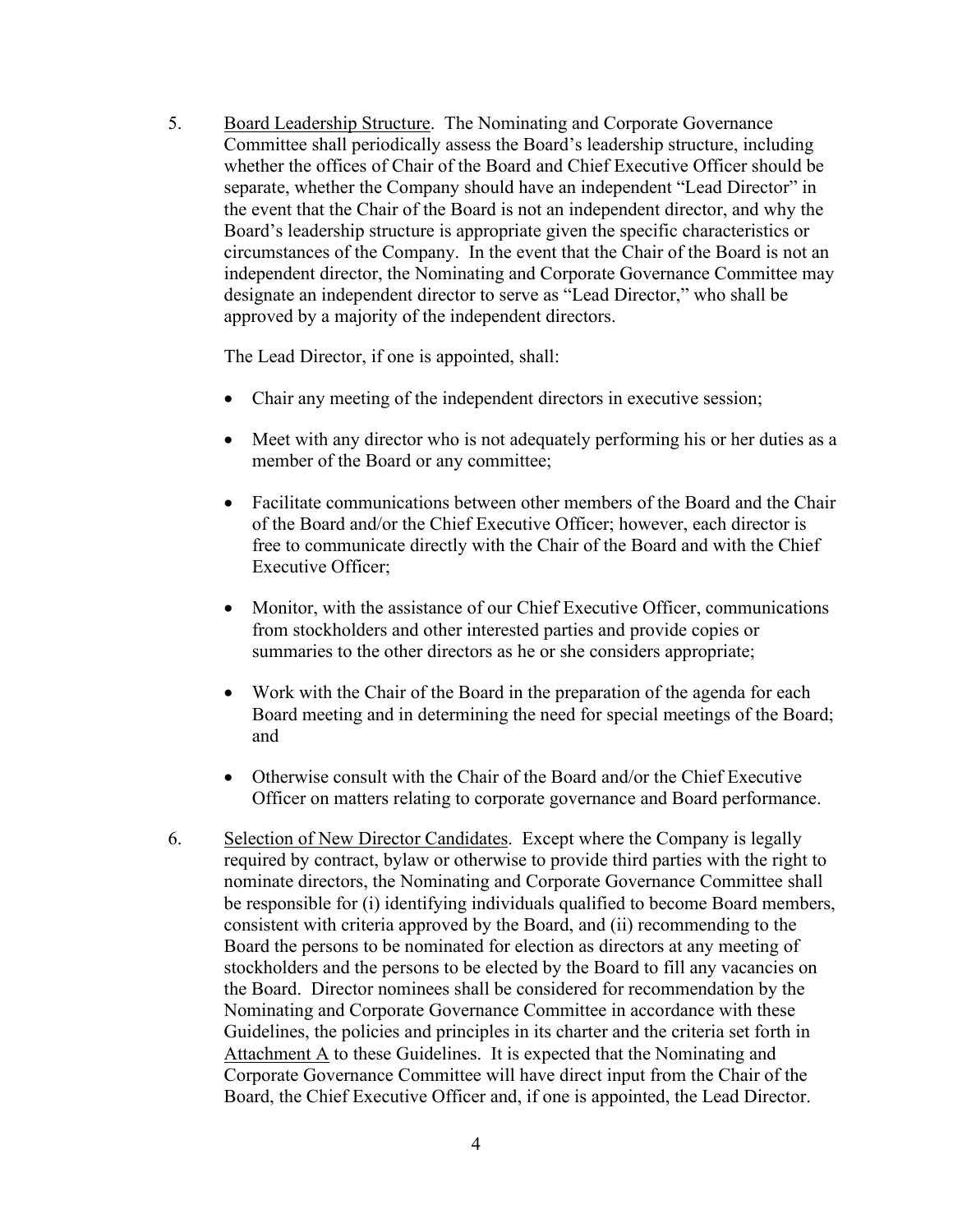5. <u>Board Leadership Structure</u>. The Nominating and Corporate Governance Committee shall periodically assess the Board's leadership structure, including whether the offices of Chair of the Board and Chief Executive Officer should be separate, whether the Company should have an independent "Lead Director" in the event that the Chair of the Board is not an independent director, and why the Board's leadership structure is appropriate given the specific characteristics or circumstances of the Company. In the event that the Chair of the Board is not an independent director, the Nominating and Corporate Governance Committee may designate an independent director to serve as "Lead Director," who shall be approved by a majority of the independent directors.

   The Lead Director, if one is appointed, shall:

   - Chair any meeting of the independent directors in executive session;
   - Meet with any director who is not adequately performing his or her duties as a member of the Board or any committee;
   - Facilitate communications between other members of the Board and the Chair of the Board and/or the Chief Executive Officer; however, each director is free to communicate directly with the Chair of the Board and with the Chief Executive Officer;
   - Monitor, with the assistance of our Chief Executive Officer, communications from stockholders and other interested parties and provide copies or summaries to the other directors as he or she considers appropriate;
   - Work with the Chair of the Board in the preparation of the agenda for each Board meeting and in determining the need for special meetings of the Board; and
   - Otherwise consult with the Chair of the Board and/or the Chief Executive Officer on matters relating to corporate governance and Board performance.

6. <u>Selection of New Director Candidates</u>. Except where the Company is legally required by contract, bylaw or otherwise to provide third parties with the right to nominate directors, the Nominating and Corporate Governance Committee shall be responsible for (i) identifying individuals qualified to become Board members, consistent with criteria approved by the Board, and (ii) recommending to the Board the persons to be nominated for election as directors at any meeting of stockholders and the persons to be elected by the Board to fill any vacancies on the Board. Director nominees shall be considered for recommendation by the Nominating and Corporate Governance Committee in accordance with these Guidelines, the policies and principles in its charter and the criteria set forth in <u>Attachment A</u> to these Guidelines. It is expected that the Nominating and Corporate Governance Committee will have direct input from the Chair of the Board, the Chief Executive Officer and, if one is appointed, the Lead Director.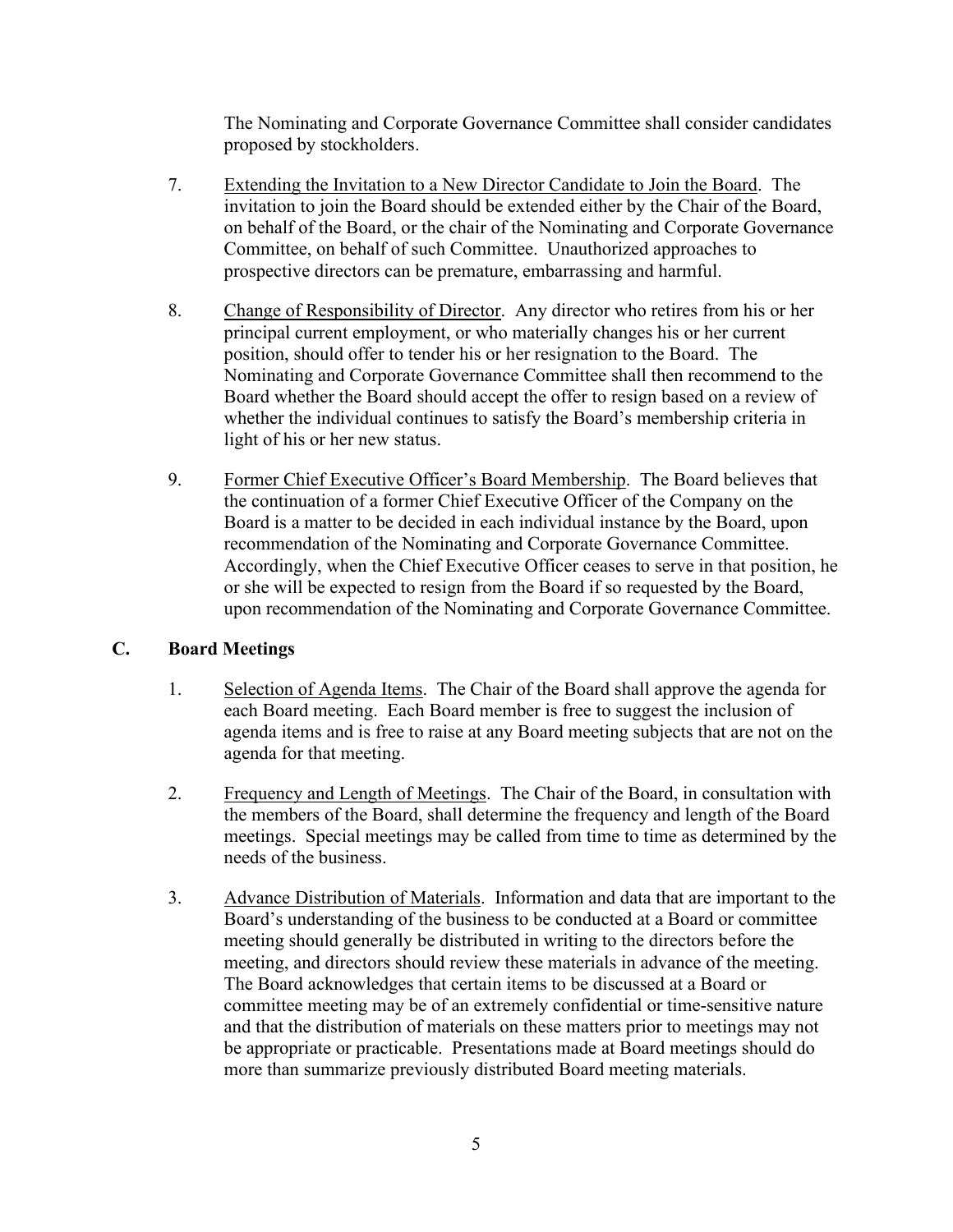The Nominating and Corporate Governance Committee shall consider candidates proposed by stockholders.

7. Extending the Invitation to a New Director Candidate to Join the Board. The invitation to join the Board should be extended either by the Chair of the Board, on behalf of the Board, or the chair of the Nominating and Corporate Governance Committee, on behalf of such Committee. Unauthorized approaches to prospective directors can be premature, embarrassing and harmful.

8. Change of Responsibility of Director. Any director who retires from his or her principal current employment, or who materially changes his or her current position, should offer to tender his or her resignation to the Board. The Nominating and Corporate Governance Committee shall then recommend to the Board whether the Board should accept the offer to resign based on a review of whether the individual continues to satisfy the Board's membership criteria in light of his or her new status.

9. Former Chief Executive Officer's Board Membership. The Board believes that the continuation of a former Chief Executive Officer of the Company on the Board is a matter to be decided in each individual instance by the Board, upon recommendation of the Nominating and Corporate Governance Committee. Accordingly, when the Chief Executive Officer ceases to serve in that position, he or she will be expected to resign from the Board if so requested by the Board, upon recommendation of the Nominating and Corporate Governance Committee.

## C. Board Meetings

1. Selection of Agenda Items. The Chair of the Board shall approve the agenda for each Board meeting. Each Board member is free to suggest the inclusion of agenda items and is free to raise at any Board meeting subjects that are not on the agenda for that meeting.

2. Frequency and Length of Meetings. The Chair of the Board, in consultation with the members of the Board, shall determine the frequency and length of the Board meetings. Special meetings may be called from time to time as determined by the needs of the business.

3. Advance Distribution of Materials. Information and data that are important to the Board's understanding of the business to be conducted at a Board or committee meeting should generally be distributed in writing to the directors before the meeting, and directors should review these materials in advance of the meeting. The Board acknowledges that certain items to be discussed at a Board or committee meeting may be of an extremely confidential or time-sensitive nature and that the distribution of materials on these matters prior to meetings may not be appropriate or practicable. Presentations made at Board meetings should do more than summarize previously distributed Board meeting materials.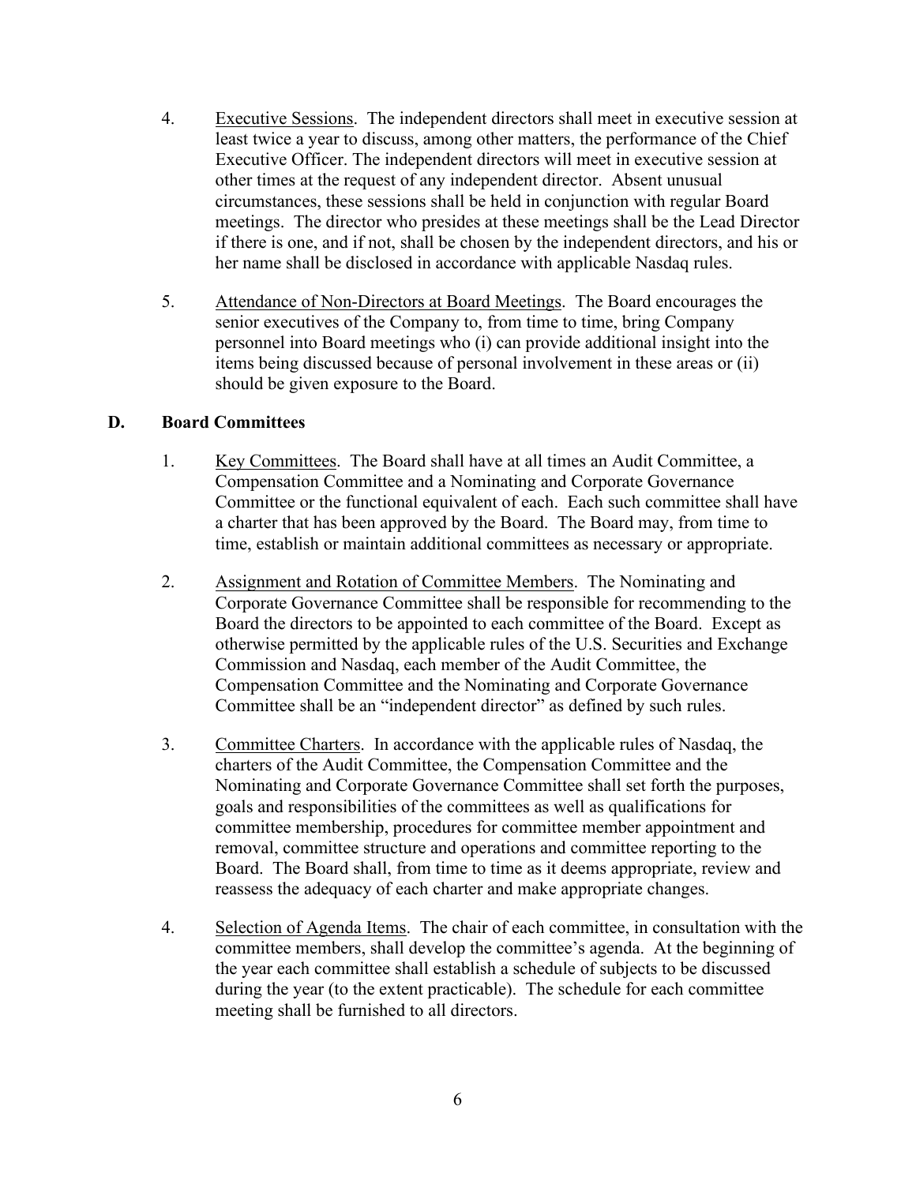4. Executive Sessions. The independent directors shall meet in executive session at least twice a year to discuss, among other matters, the performance of the Chief Executive Officer. The independent directors will meet in executive session at other times at the request of any independent director. Absent unusual circumstances, these sessions shall be held in conjunction with regular Board meetings. The director who presides at these meetings shall be the Lead Director if there is one, and if not, shall be chosen by the independent directors, and his or her name shall be disclosed in accordance with applicable Nasdaq rules.

5. Attendance of Non-Directors at Board Meetings. The Board encourages the senior executives of the Company to, from time to time, bring Company personnel into Board meetings who (i) can provide additional insight into the items being discussed because of personal involvement in these areas or (ii) should be given exposure to the Board.

## D. Board Committees

1. Key Committees. The Board shall have at all times an Audit Committee, a Compensation Committee and a Nominating and Corporate Governance Committee or the functional equivalent of each. Each such committee shall have a charter that has been approved by the Board. The Board may, from time to time, establish or maintain additional committees as necessary or appropriate.

2. Assignment and Rotation of Committee Members. The Nominating and Corporate Governance Committee shall be responsible for recommending to the Board the directors to be appointed to each committee of the Board. Except as otherwise permitted by the applicable rules of the U.S. Securities and Exchange Commission and Nasdaq, each member of the Audit Committee, the Compensation Committee and the Nominating and Corporate Governance Committee shall be an "independent director" as defined by such rules.

3. Committee Charters. In accordance with the applicable rules of Nasdaq, the charters of the Audit Committee, the Compensation Committee and the Nominating and Corporate Governance Committee shall set forth the purposes, goals and responsibilities of the committees as well as qualifications for committee membership, procedures for committee member appointment and removal, committee structure and operations and committee reporting to the Board. The Board shall, from time to time as it deems appropriate, review and reassess the adequacy of each charter and make appropriate changes.

4. Selection of Agenda Items. The chair of each committee, in consultation with the committee members, shall develop the committee's agenda. At the beginning of the year each committee shall establish a schedule of subjects to be discussed during the year (to the extent practicable). The schedule for each committee meeting shall be furnished to all directors.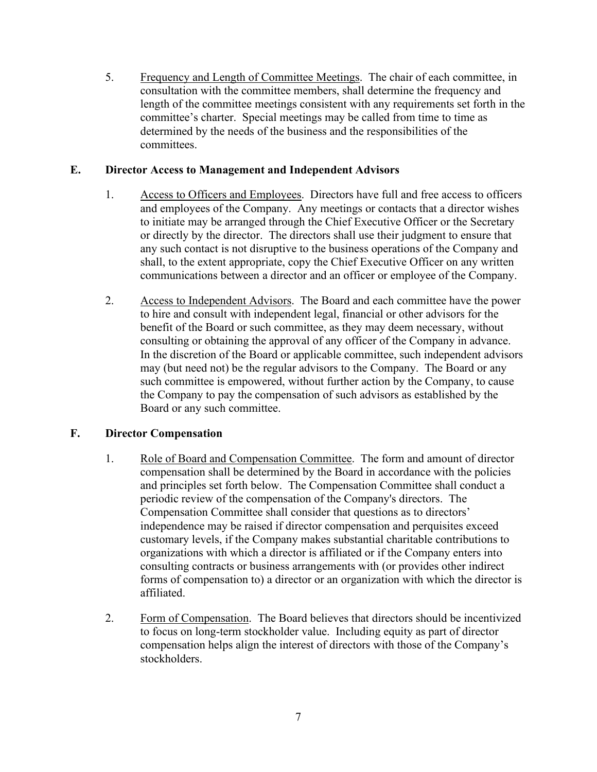5. Frequency and Length of Committee Meetings. The chair of each committee, in consultation with the committee members, shall determine the frequency and length of the committee meetings consistent with any requirements set forth in the committee's charter. Special meetings may be called from time to time as determined by the needs of the business and the responsibilities of the committees.

## E. Director Access to Management and Independent Advisors

1. Access to Officers and Employees. Directors have full and free access to officers and employees of the Company. Any meetings or contacts that a director wishes to initiate may be arranged through the Chief Executive Officer or the Secretary or directly by the director. The directors shall use their judgment to ensure that any such contact is not disruptive to the business operations of the Company and shall, to the extent appropriate, copy the Chief Executive Officer on any written communications between a director and an officer or employee of the Company.

2. Access to Independent Advisors. The Board and each committee have the power to hire and consult with independent legal, financial or other advisors for the benefit of the Board or such committee, as they may deem necessary, without consulting or obtaining the approval of any officer of the Company in advance. In the discretion of the Board or applicable committee, such independent advisors may (but need not) be the regular advisors to the Company. The Board or any such committee is empowered, without further action by the Company, to cause the Company to pay the compensation of such advisors as established by the Board or any such committee.

## F. Director Compensation

1. Role of Board and Compensation Committee. The form and amount of director compensation shall be determined by the Board in accordance with the policies and principles set forth below. The Compensation Committee shall conduct a periodic review of the compensation of the Company's directors. The Compensation Committee shall consider that questions as to directors' independence may be raised if director compensation and perquisites exceed customary levels, if the Company makes substantial charitable contributions to organizations with which a director is affiliated or if the Company enters into consulting contracts or business arrangements with (or provides other indirect forms of compensation to) a director or an organization with which the director is affiliated.

2. Form of Compensation. The Board believes that directors should be incentivized to focus on long-term stockholder value. Including equity as part of director compensation helps align the interest of directors with those of the Company's stockholders.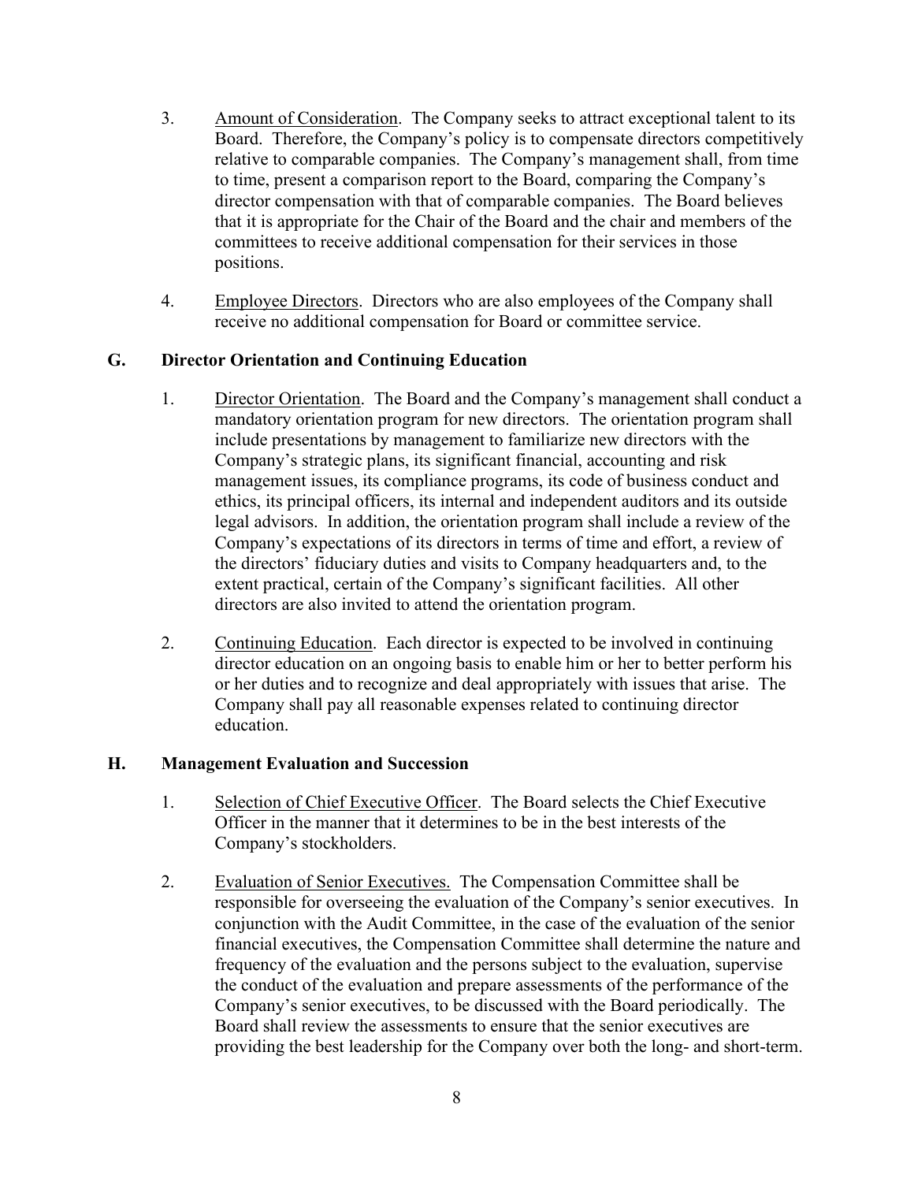3. Amount of Consideration. The Company seeks to attract exceptional talent to its Board. Therefore, the Company's policy is to compensate directors competitively relative to comparable companies. The Company's management shall, from time to time, present a comparison report to the Board, comparing the Company's director compensation with that of comparable companies. The Board believes that it is appropriate for the Chair of the Board and the chair and members of the committees to receive additional compensation for their services in those positions.

4. Employee Directors. Directors who are also employees of the Company shall receive no additional compensation for Board or committee service.

## G. Director Orientation and Continuing Education

1. Director Orientation. The Board and the Company's management shall conduct a mandatory orientation program for new directors. The orientation program shall include presentations by management to familiarize new directors with the Company's strategic plans, its significant financial, accounting and risk management issues, its compliance programs, its code of business conduct and ethics, its principal officers, its internal and independent auditors and its outside legal advisors. In addition, the orientation program shall include a review of the Company's expectations of its directors in terms of time and effort, a review of the directors' fiduciary duties and visits to Company headquarters and, to the extent practical, certain of the Company's significant facilities. All other directors are also invited to attend the orientation program.

2. Continuing Education. Each director is expected to be involved in continuing director education on an ongoing basis to enable him or her to better perform his or her duties and to recognize and deal appropriately with issues that arise. The Company shall pay all reasonable expenses related to continuing director education.

## H. Management Evaluation and Succession

1. Selection of Chief Executive Officer. The Board selects the Chief Executive Officer in the manner that it determines to be in the best interests of the Company's stockholders.

2. Evaluation of Senior Executives. The Compensation Committee shall be responsible for overseeing the evaluation of the Company's senior executives. In conjunction with the Audit Committee, in the case of the evaluation of the senior financial executives, the Compensation Committee shall determine the nature and frequency of the evaluation and the persons subject to the evaluation, supervise the conduct of the evaluation and prepare assessments of the performance of the Company's senior executives, to be discussed with the Board periodically. The Board shall review the assessments to ensure that the senior executives are providing the best leadership for the Company over both the long- and short-term.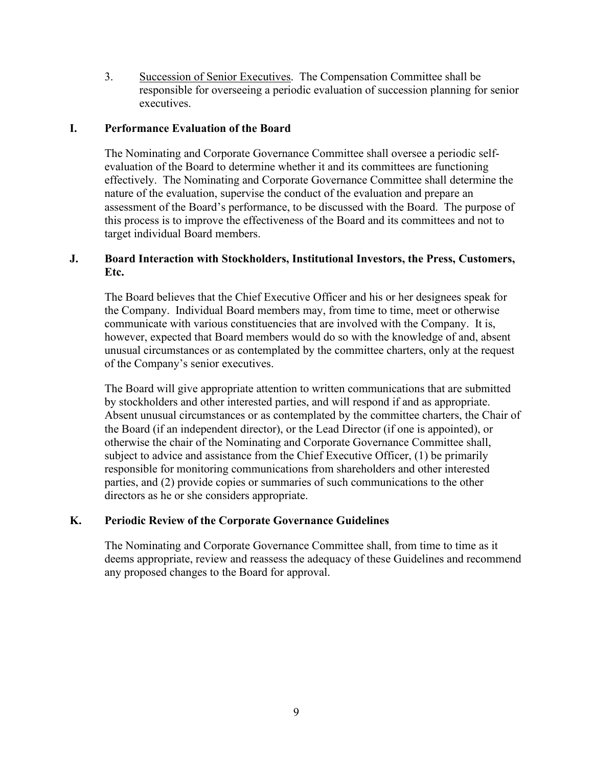3. <u>Succession of Senior Executives</u>. The Compensation Committee shall be responsible for overseeing a periodic evaluation of succession planning for senior executives.

## I. Performance Evaluation of the Board

The Nominating and Corporate Governance Committee shall oversee a periodic self-evaluation of the Board to determine whether it and its committees are functioning effectively. The Nominating and Corporate Governance Committee shall determine the nature of the evaluation, supervise the conduct of the evaluation and prepare an assessment of the Board's performance, to be discussed with the Board. The purpose of this process is to improve the effectiveness of the Board and its committees and not to target individual Board members.

## J. Board Interaction with Stockholders, Institutional Investors, the Press, Customers, Etc.

The Board believes that the Chief Executive Officer and his or her designees speak for the Company. Individual Board members may, from time to time, meet or otherwise communicate with various constituencies that are involved with the Company. It is, however, expected that Board members would do so with the knowledge of and, absent unusual circumstances or as contemplated by the committee charters, only at the request of the Company's senior executives.

The Board will give appropriate attention to written communications that are submitted by stockholders and other interested parties, and will respond if and as appropriate. Absent unusual circumstances or as contemplated by the committee charters, the Chair of the Board (if an independent director), or the Lead Director (if one is appointed), or otherwise the chair of the Nominating and Corporate Governance Committee shall, subject to advice and assistance from the Chief Executive Officer, (1) be primarily responsible for monitoring communications from shareholders and other interested parties, and (2) provide copies or summaries of such communications to the other directors as he or she considers appropriate.

## K. Periodic Review of the Corporate Governance Guidelines

The Nominating and Corporate Governance Committee shall, from time to time as it deems appropriate, review and reassess the adequacy of these Guidelines and recommend any proposed changes to the Board for approval.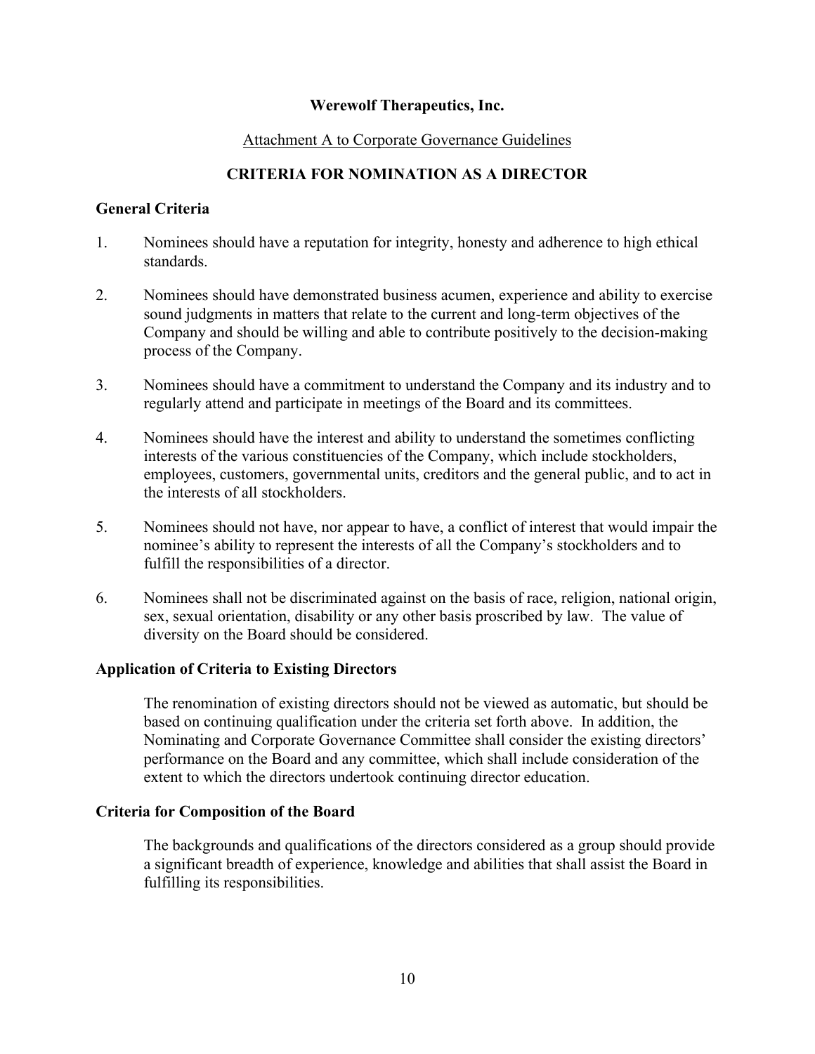**Werewolf Therapeutics, Inc.**

Attachment A to Corporate Governance Guidelines

# CRITERIA FOR NOMINATION AS A DIRECTOR

## General Criteria

1. Nominees should have a reputation for integrity, honesty and adherence to high ethical standards.

2. Nominees should have demonstrated business acumen, experience and ability to exercise sound judgments in matters that relate to the current and long-term objectives of the Company and should be willing and able to contribute positively to the decision-making process of the Company.

3. Nominees should have a commitment to understand the Company and its industry and to regularly attend and participate in meetings of the Board and its committees.

4. Nominees should have the interest and ability to understand the sometimes conflicting interests of the various constituencies of the Company, which include stockholders, employees, customers, governmental units, creditors and the general public, and to act in the interests of all stockholders.

5. Nominees should not have, nor appear to have, a conflict of interest that would impair the nominee's ability to represent the interests of all the Company's stockholders and to fulfill the responsibilities of a director.

6. Nominees shall not be discriminated against on the basis of race, religion, national origin, sex, sexual orientation, disability or any other basis proscribed by law. The value of diversity on the Board should be considered.

## Application of Criteria to Existing Directors

The renomination of existing directors should not be viewed as automatic, but should be based on continuing qualification under the criteria set forth above. In addition, the Nominating and Corporate Governance Committee shall consider the existing directors' performance on the Board and any committee, which shall include consideration of the extent to which the directors undertook continuing director education.

## Criteria for Composition of the Board

The backgrounds and qualifications of the directors considered as a group should provide a significant breadth of experience, knowledge and abilities that shall assist the Board in fulfilling its responsibilities.